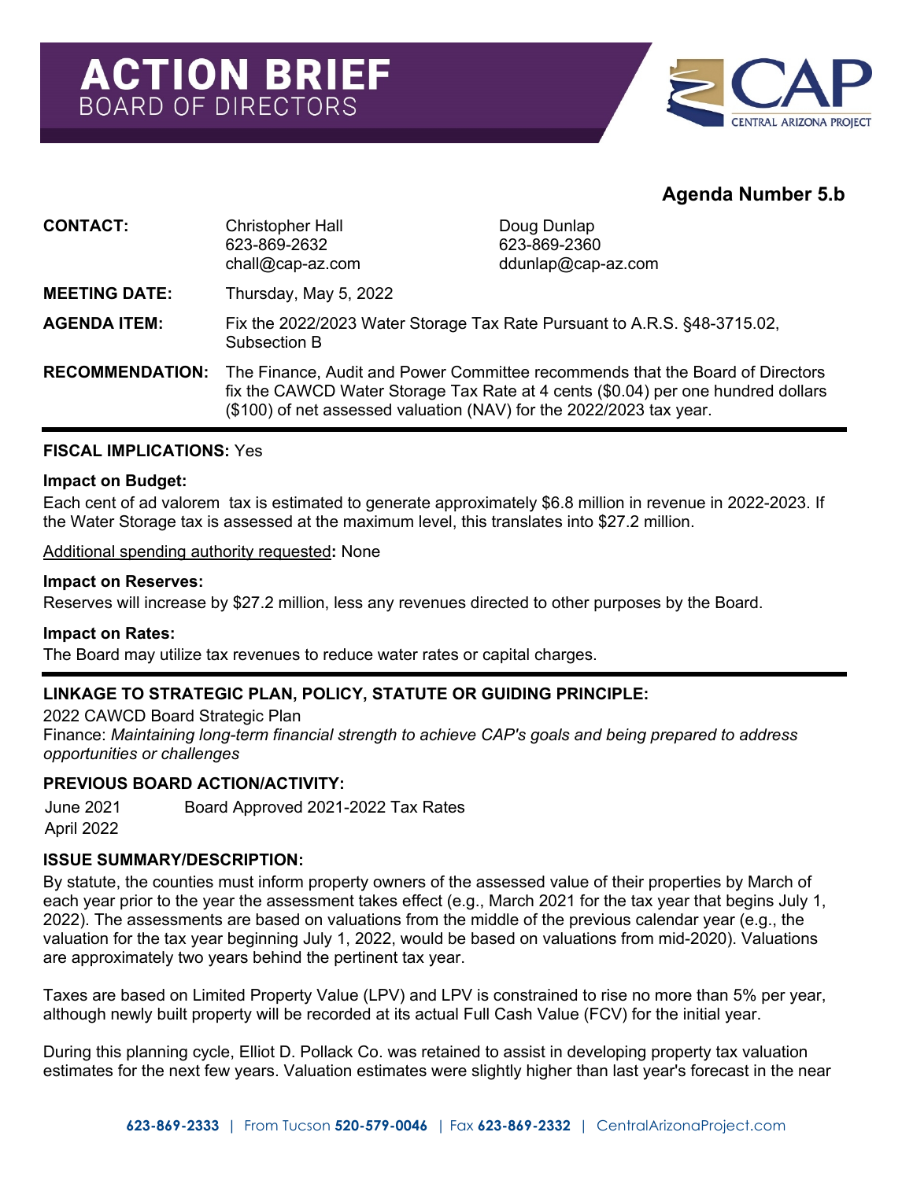# ACTION BRIEF
BOARD OF DIRECTORS

**Agenda Number 5.b**

| | | |
|---|---|---|
| **CONTACT:** | Christopher Hall<br>623-869-2632<br>chall@cap-az.com | Doug Dunlap<br>623-869-2360<br>ddunlap@cap-az.com |
| **MEETING DATE:** | Thursday, May 5, 2022 | |
| **AGENDA ITEM:** | Fix the 2022/2023 Water Storage Tax Rate Pursuant to A.R.S. §48-3715.02, Subsection B | |
| **RECOMMENDATION:** | The Finance, Audit and Power Committee recommends that the Board of Directors fix the CAWCD Water Storage Tax Rate at 4 cents ($0.04) per one hundred dollars ($100) of net assessed valuation (NAV) for the 2022/2023 tax year. | |

**FISCAL IMPLICATIONS:** Yes

**Impact on Budget:**
Each cent of ad valorem tax is estimated to generate approximately $6.8 million in revenue in 2022-2023. If the Water Storage tax is assessed at the maximum level, this translates into $27.2 million.

Additional spending authority requested**:** None

**Impact on Reserves:**
Reserves will increase by $27.2 million, less any revenues directed to other purposes by the Board.

**Impact on Rates:**
The Board may utilize tax revenues to reduce water rates or capital charges.

**LINKAGE TO STRATEGIC PLAN, POLICY, STATUTE OR GUIDING PRINCIPLE:**

2022 CAWCD Board Strategic Plan
Finance: *Maintaining long-term financial strength to achieve CAP's goals and being prepared to address opportunities or challenges*

**PREVIOUS BOARD ACTION/ACTIVITY:**

| | |
|---|---|
| June 2021 | Board Approved 2021-2022 Tax Rates |
| April 2022 | |

**ISSUE SUMMARY/DESCRIPTION:**

By statute, the counties must inform property owners of the assessed value of their properties by March of each year prior to the year the assessment takes effect (e.g., March 2021 for the tax year that begins July 1, 2022). The assessments are based on valuations from the middle of the previous calendar year (e.g., the valuation for the tax year beginning July 1, 2022, would be based on valuations from mid-2020). Valuations are approximately two years behind the pertinent tax year.

Taxes are based on Limited Property Value (LPV) and LPV is constrained to rise no more than 5% per year, although newly built property will be recorded at its actual Full Cash Value (FCV) for the initial year.

During this planning cycle, Elliot D. Pollack Co. was retained to assist in developing property tax valuation estimates for the next few years. Valuation estimates were slightly higher than last year's forecast in the near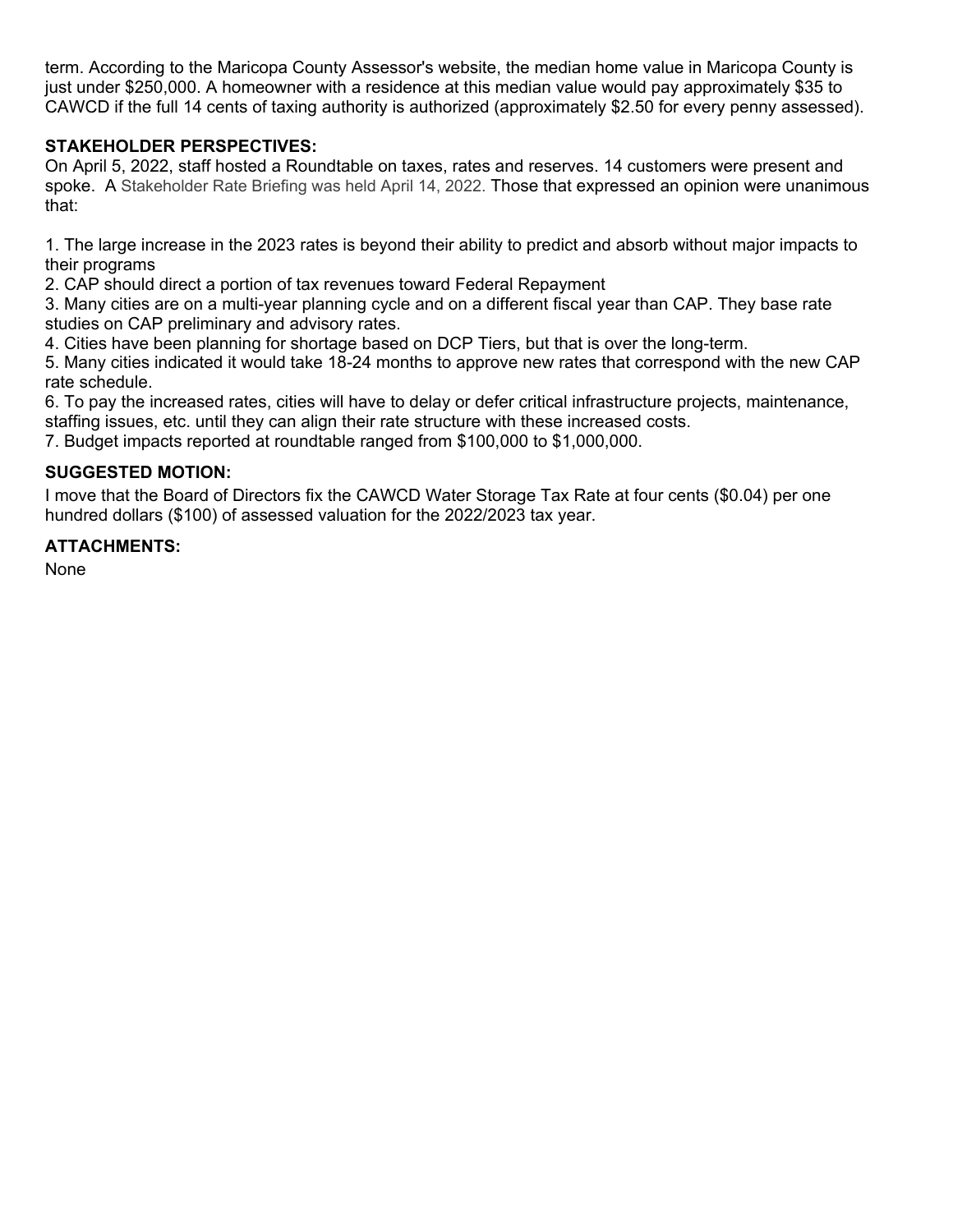term. According to the Maricopa County Assessor's website, the median home value in Maricopa County is just under $250,000. A homeowner with a residence at this median value would pay approximately $35 to CAWCD if the full 14 cents of taxing authority is authorized (approximately $2.50 for every penny assessed).

**STAKEHOLDER PERSPECTIVES:**

On April 5, 2022, staff hosted a Roundtable on taxes, rates and reserves. 14 customers were present and spoke. A Stakeholder Rate Briefing was held April 14, 2022. Those that expressed an opinion were unanimous that:

1. The large increase in the 2023 rates is beyond their ability to predict and absorb without major impacts to their programs
2. CAP should direct a portion of tax revenues toward Federal Repayment
3. Many cities are on a multi-year planning cycle and on a different fiscal year than CAP. They base rate studies on CAP preliminary and advisory rates.
4. Cities have been planning for shortage based on DCP Tiers, but that is over the long-term.
5. Many cities indicated it would take 18-24 months to approve new rates that correspond with the new CAP rate schedule.
6. To pay the increased rates, cities will have to delay or defer critical infrastructure projects, maintenance, staffing issues, etc. until they can align their rate structure with these increased costs.
7. Budget impacts reported at roundtable ranged from $100,000 to $1,000,000.

**SUGGESTED MOTION:**

I move that the Board of Directors fix the CAWCD Water Storage Tax Rate at four cents ($0.04) per one hundred dollars ($100) of assessed valuation for the 2022/2023 tax year.

**ATTACHMENTS:**

None